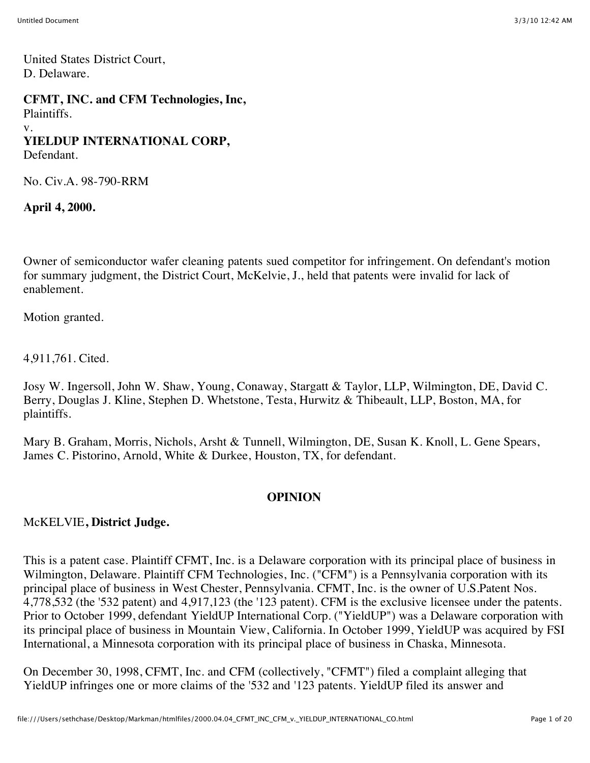United States District Court,
D. Delaware.

**CFMT, INC. and CFM Technologies, Inc,**
Plaintiffs.
v.
**YIELDUP INTERNATIONAL CORP,**
Defendant.

No. Civ.A. 98-790-RRM

**April 4, 2000.**

Owner of semiconductor wafer cleaning patents sued competitor for infringement. On defendant's motion for summary judgment, the District Court, McKelvie, J., held that patents were invalid for lack of enablement.

Motion granted.

4,911,761. Cited.

Josy W. Ingersoll, John W. Shaw, Young, Conaway, Stargatt & Taylor, LLP, Wilmington, DE, David C. Berry, Douglas J. Kline, Stephen D. Whetstone, Testa, Hurwitz & Thibeault, LLP, Boston, MA, for plaintiffs.

Mary B. Graham, Morris, Nichols, Arsht & Tunnell, Wilmington, DE, Susan K. Knoll, L. Gene Spears, James C. Pistorino, Arnold, White & Durkee, Houston, TX, for defendant.

## OPINION

McKELVIE**, District Judge.**

This is a patent case. Plaintiff CFMT, Inc. is a Delaware corporation with its principal place of business in Wilmington, Delaware. Plaintiff CFM Technologies, Inc. ("CFM") is a Pennsylvania corporation with its principal place of business in West Chester, Pennsylvania. CFMT, Inc. is the owner of U.S.Patent Nos. 4,778,532 (the '532 patent) and 4,917,123 (the '123 patent). CFM is the exclusive licensee under the patents. Prior to October 1999, defendant YieldUP International Corp. ("YieldUP") was a Delaware corporation with its principal place of business in Mountain View, California. In October 1999, YieldUP was acquired by FSI International, a Minnesota corporation with its principal place of business in Chaska, Minnesota.

On December 30, 1998, CFMT, Inc. and CFM (collectively, "CFMT") filed a complaint alleging that YieldUP infringes one or more claims of the '532 and '123 patents. YieldUP filed its answer and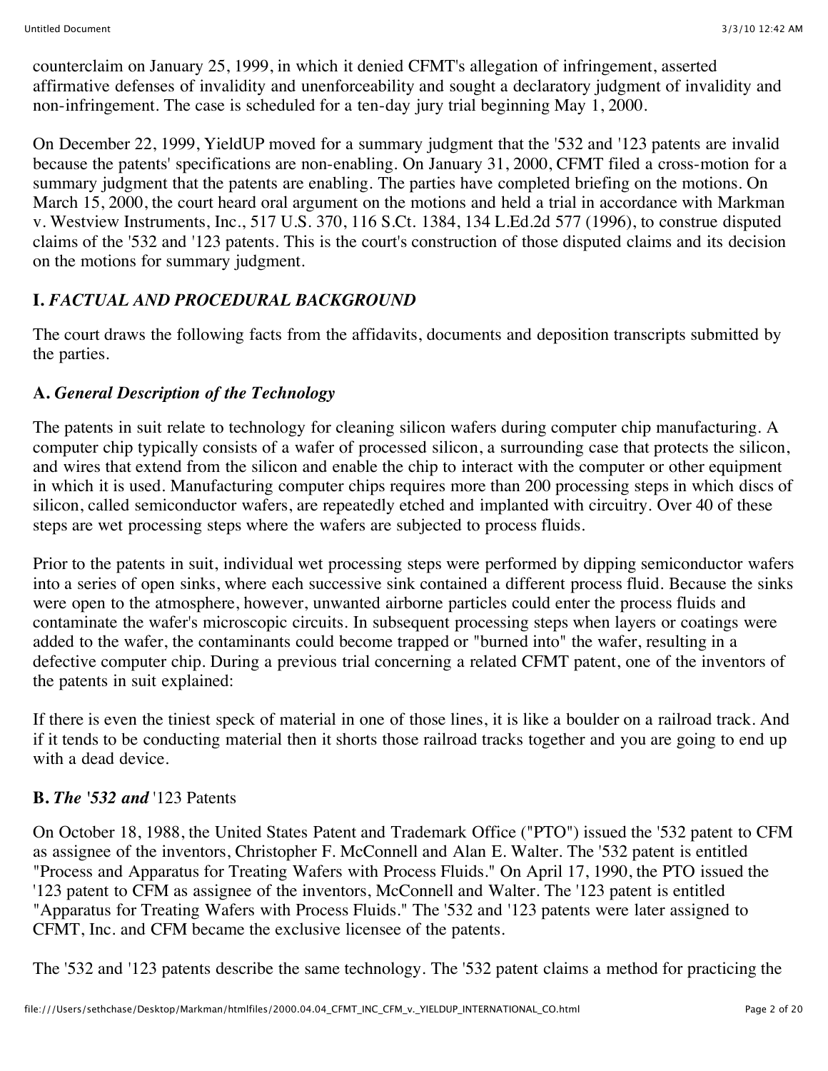counterclaim on January 25, 1999, in which it denied CFMT's allegation of infringement, asserted affirmative defenses of invalidity and unenforceability and sought a declaratory judgment of invalidity and non-infringement. The case is scheduled for a ten-day jury trial beginning May 1, 2000.

On December 22, 1999, YieldUP moved for a summary judgment that the '532 and '123 patents are invalid because the patents' specifications are non-enabling. On January 31, 2000, CFMT filed a cross-motion for a summary judgment that the patents are enabling. The parties have completed briefing on the motions. On March 15, 2000, the court heard oral argument on the motions and held a trial in accordance with Markman v. Westview Instruments, Inc., 517 U.S. 370, 116 S.Ct. 1384, 134 L.Ed.2d 577 (1996), to construe disputed claims of the '532 and '123 patents. This is the court's construction of those disputed claims and its decision on the motions for summary judgment.

## I. *FACTUAL AND PROCEDURAL BACKGROUND*

The court draws the following facts from the affidavits, documents and deposition transcripts submitted by the parties.

### A. *General Description of the Technology*

The patents in suit relate to technology for cleaning silicon wafers during computer chip manufacturing. A computer chip typically consists of a wafer of processed silicon, a surrounding case that protects the silicon, and wires that extend from the silicon and enable the chip to interact with the computer or other equipment in which it is used. Manufacturing computer chips requires more than 200 processing steps in which discs of silicon, called semiconductor wafers, are repeatedly etched and implanted with circuitry. Over 40 of these steps are wet processing steps where the wafers are subjected to process fluids.

Prior to the patents in suit, individual wet processing steps were performed by dipping semiconductor wafers into a series of open sinks, where each successive sink contained a different process fluid. Because the sinks were open to the atmosphere, however, unwanted airborne particles could enter the process fluids and contaminate the wafer's microscopic circuits. In subsequent processing steps when layers or coatings were added to the wafer, the contaminants could become trapped or "burned into" the wafer, resulting in a defective computer chip. During a previous trial concerning a related CFMT patent, one of the inventors of the patents in suit explained:

If there is even the tiniest speck of material in one of those lines, it is like a boulder on a railroad track. And if it tends to be conducting material then it shorts those railroad tracks together and you are going to end up with a dead device.

### B. *The '532 and* '123 Patents

On October 18, 1988, the United States Patent and Trademark Office ("PTO") issued the '532 patent to CFM as assignee of the inventors, Christopher F. McConnell and Alan E. Walter. The '532 patent is entitled "Process and Apparatus for Treating Wafers with Process Fluids." On April 17, 1990, the PTO issued the '123 patent to CFM as assignee of the inventors, McConnell and Walter. The '123 patent is entitled "Apparatus for Treating Wafers with Process Fluids." The '532 and '123 patents were later assigned to CFMT, Inc. and CFM became the exclusive licensee of the patents.

The '532 and '123 patents describe the same technology. The '532 patent claims a method for practicing the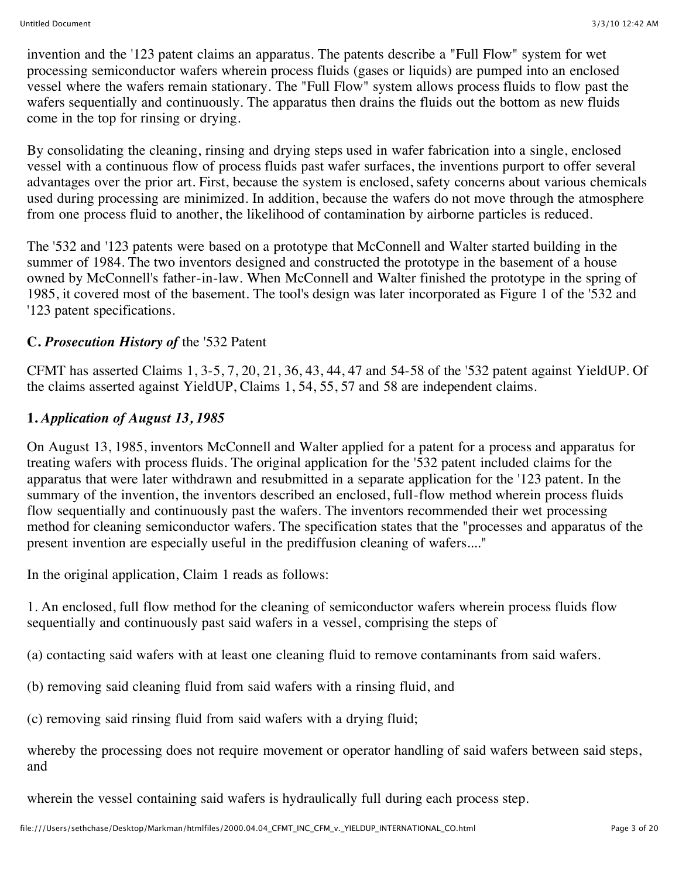invention and the '123 patent claims an apparatus. The patents describe a "Full Flow" system for wet processing semiconductor wafers wherein process fluids (gases or liquids) are pumped into an enclosed vessel where the wafers remain stationary. The "Full Flow" system allows process fluids to flow past the wafers sequentially and continuously. The apparatus then drains the fluids out the bottom as new fluids come in the top for rinsing or drying.

By consolidating the cleaning, rinsing and drying steps used in wafer fabrication into a single, enclosed vessel with a continuous flow of process fluids past wafer surfaces, the inventions purport to offer several advantages over the prior art. First, because the system is enclosed, safety concerns about various chemicals used during processing are minimized. In addition, because the wafers do not move through the atmosphere from one process fluid to another, the likelihood of contamination by airborne particles is reduced.

The '532 and '123 patents were based on a prototype that McConnell and Walter started building in the summer of 1984. The two inventors designed and constructed the prototype in the basement of a house owned by McConnell's father-in-law. When McConnell and Walter finished the prototype in the spring of 1985, it covered most of the basement. The tool's design was later incorporated as Figure 1 of the '532 and '123 patent specifications.

### C. *Prosecution History of* the '532 Patent

CFMT has asserted Claims 1, 3-5, 7, 20, 21, 36, 43, 44, 47 and 54-58 of the '532 patent against YieldUP. Of the claims asserted against YieldUP, Claims 1, 54, 55, 57 and 58 are independent claims.

#### 1. *Application of August 13, 1985*

On August 13, 1985, inventors McConnell and Walter applied for a patent for a process and apparatus for treating wafers with process fluids. The original application for the '532 patent included claims for the apparatus that were later withdrawn and resubmitted in a separate application for the '123 patent. In the summary of the invention, the inventors described an enclosed, full-flow method wherein process fluids flow sequentially and continuously past the wafers. The inventors recommended their wet processing method for cleaning semiconductor wafers. The specification states that the "processes and apparatus of the present invention are especially useful in the prediffusion cleaning of wafers...."

In the original application, Claim 1 reads as follows:

1. An enclosed, full flow method for the cleaning of semiconductor wafers wherein process fluids flow sequentially and continuously past said wafers in a vessel, comprising the steps of

(a) contacting said wafers with at least one cleaning fluid to remove contaminants from said wafers.

(b) removing said cleaning fluid from said wafers with a rinsing fluid, and

(c) removing said rinsing fluid from said wafers with a drying fluid;

whereby the processing does not require movement or operator handling of said wafers between said steps, and

wherein the vessel containing said wafers is hydraulically full during each process step.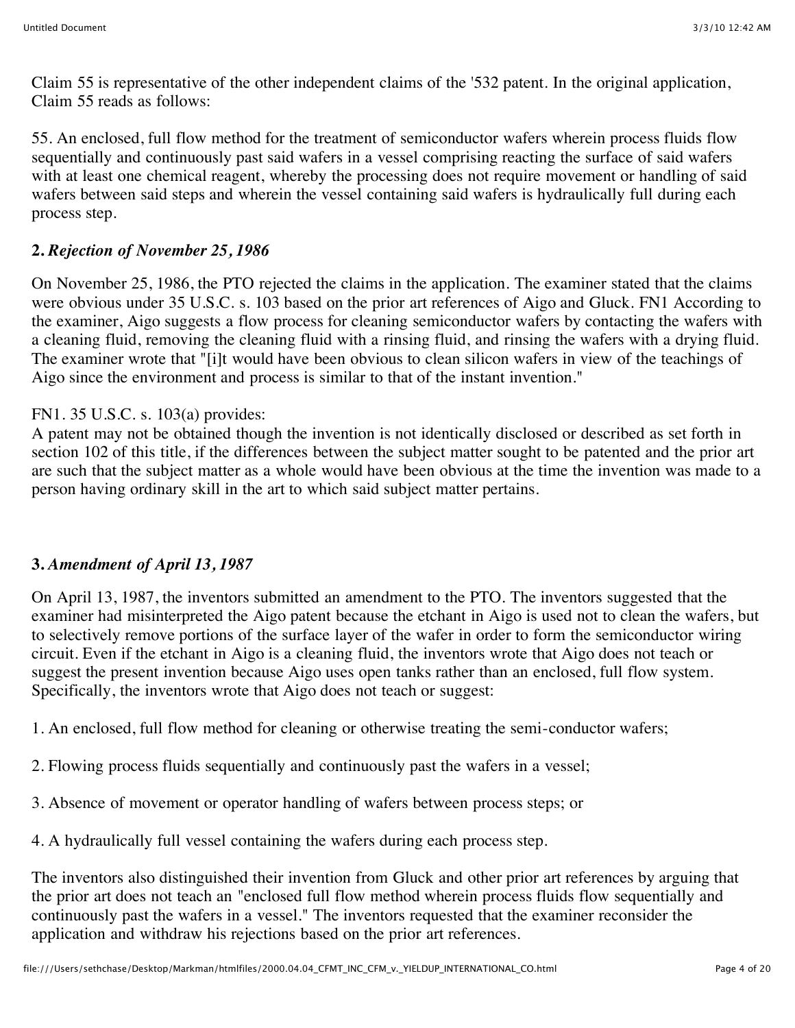Claim 55 is representative of the other independent claims of the '532 patent. In the original application, Claim 55 reads as follows:

55. An enclosed, full flow method for the treatment of semiconductor wafers wherein process fluids flow sequentially and continuously past said wafers in a vessel comprising reacting the surface of said wafers with at least one chemical reagent, whereby the processing does not require movement or handling of said wafers between said steps and wherein the vessel containing said wafers is hydraulically full during each process step.

**2.** ***Rejection of November 25, 1986***

On November 25, 1986, the PTO rejected the claims in the application. The examiner stated that the claims were obvious under 35 U.S.C. s. 103 based on the prior art references of Aigo and Gluck. FN1 According to the examiner, Aigo suggests a flow process for cleaning semiconductor wafers by contacting the wafers with a cleaning fluid, removing the cleaning fluid with a rinsing fluid, and rinsing the wafers with a drying fluid. The examiner wrote that "[i]t would have been obvious to clean silicon wafers in view of the teachings of Aigo since the environment and process is similar to that of the instant invention."

FN1. 35 U.S.C. s. 103(a) provides:
A patent may not be obtained though the invention is not identically disclosed or described as set forth in section 102 of this title, if the differences between the subject matter sought to be patented and the prior art are such that the subject matter as a whole would have been obvious at the time the invention was made to a person having ordinary skill in the art to which said subject matter pertains.

**3.** ***Amendment of April 13, 1987***

On April 13, 1987, the inventors submitted an amendment to the PTO. The inventors suggested that the examiner had misinterpreted the Aigo patent because the etchant in Aigo is used not to clean the wafers, but to selectively remove portions of the surface layer of the wafer in order to form the semiconductor wiring circuit. Even if the etchant in Aigo is a cleaning fluid, the inventors wrote that Aigo does not teach or suggest the present invention because Aigo uses open tanks rather than an enclosed, full flow system. Specifically, the inventors wrote that Aigo does not teach or suggest:

1. An enclosed, full flow method for cleaning or otherwise treating the semi-conductor wafers;

2. Flowing process fluids sequentially and continuously past the wafers in a vessel;

3. Absence of movement or operator handling of wafers between process steps; or

4. A hydraulically full vessel containing the wafers during each process step.

The inventors also distinguished their invention from Gluck and other prior art references by arguing that the prior art does not teach an "enclosed full flow method wherein process fluids flow sequentially and continuously past the wafers in a vessel." The inventors requested that the examiner reconsider the application and withdraw his rejections based on the prior art references.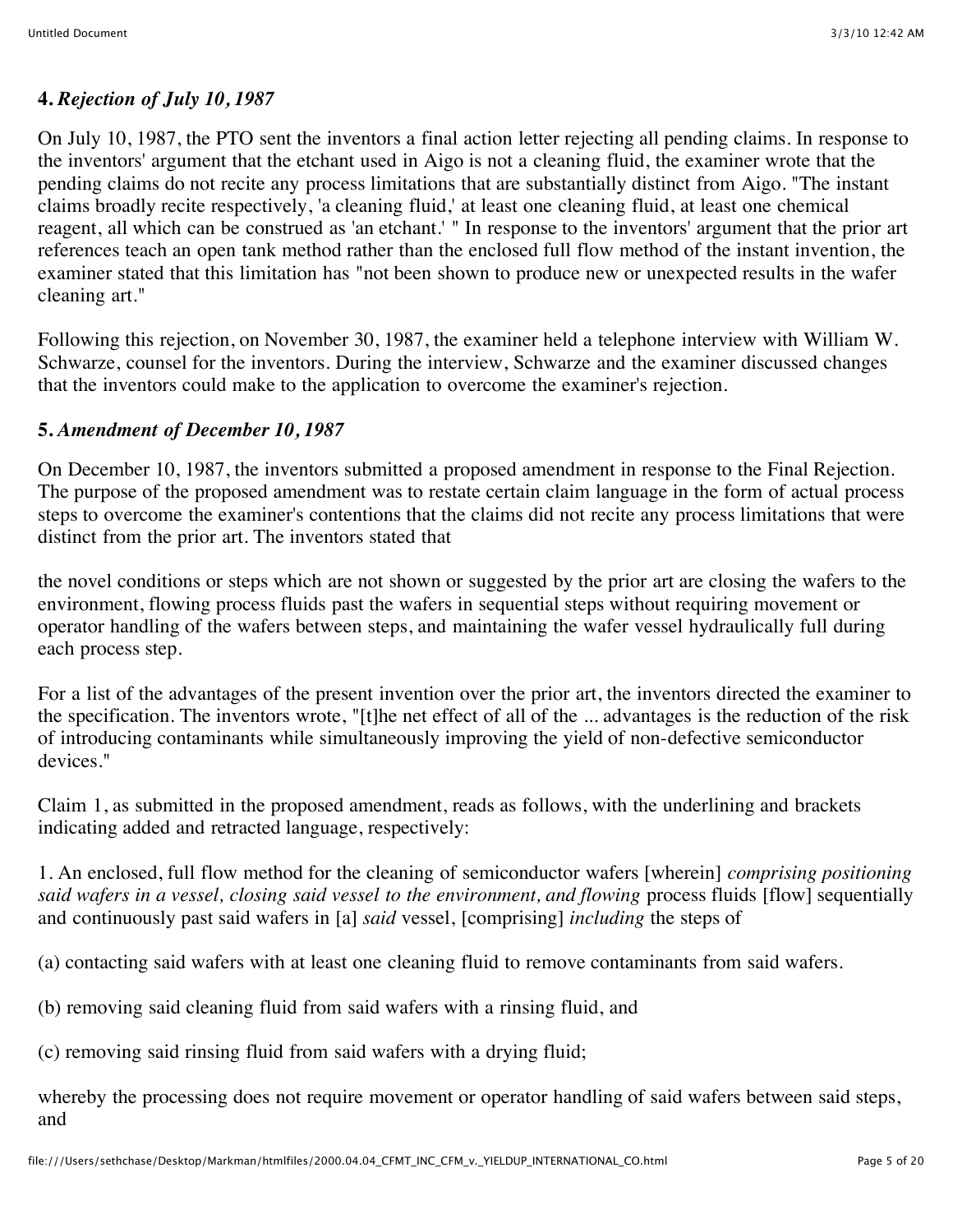**4.** ***Rejection of July 10, 1987***

On July 10, 1987, the PTO sent the inventors a final action letter rejecting all pending claims. In response to the inventors' argument that the etchant used in Aigo is not a cleaning fluid, the examiner wrote that the pending claims do not recite any process limitations that are substantially distinct from Aigo. "The instant claims broadly recite respectively, 'a cleaning fluid,' at least one cleaning fluid, at least one chemical reagent, all which can be construed as 'an etchant.' " In response to the inventors' argument that the prior art references teach an open tank method rather than the enclosed full flow method of the instant invention, the examiner stated that this limitation has "not been shown to produce new or unexpected results in the wafer cleaning art."

Following this rejection, on November 30, 1987, the examiner held a telephone interview with William W. Schwarze, counsel for the inventors. During the interview, Schwarze and the examiner discussed changes that the inventors could make to the application to overcome the examiner's rejection.

**5.** ***Amendment of December 10, 1987***

On December 10, 1987, the inventors submitted a proposed amendment in response to the Final Rejection. The purpose of the proposed amendment was to restate certain claim language in the form of actual process steps to overcome the examiner's contentions that the claims did not recite any process limitations that were distinct from the prior art. The inventors stated that

the novel conditions or steps which are not shown or suggested by the prior art are closing the wafers to the environment, flowing process fluids past the wafers in sequential steps without requiring movement or operator handling of the wafers between steps, and maintaining the wafer vessel hydraulically full during each process step.

For a list of the advantages of the present invention over the prior art, the inventors directed the examiner to the specification. The inventors wrote, "[t]he net effect of all of the ... advantages is the reduction of the risk of introducing contaminants while simultaneously improving the yield of non-defective semiconductor devices."

Claim 1, as submitted in the proposed amendment, reads as follows, with the underlining and brackets indicating added and retracted language, respectively:

1. An enclosed, full flow method for the cleaning of semiconductor wafers [wherein] *comprising positioning said wafers in a vessel, closing said vessel to the environment, and flowing* process fluids [flow] sequentially and continuously past said wafers in [a] *said* vessel, [comprising] *including* the steps of

(a) contacting said wafers with at least one cleaning fluid to remove contaminants from said wafers.

(b) removing said cleaning fluid from said wafers with a rinsing fluid, and

(c) removing said rinsing fluid from said wafers with a drying fluid;

whereby the processing does not require movement or operator handling of said wafers between said steps, and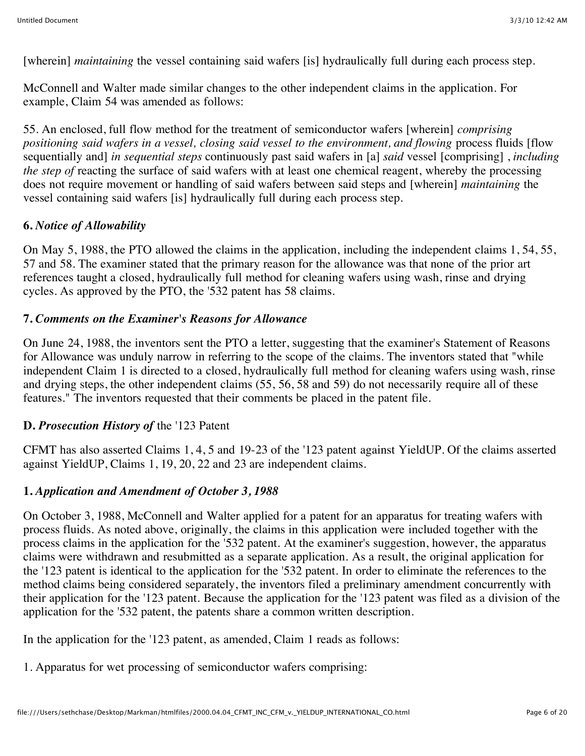[wherein] *maintaining* the vessel containing said wafers [is] hydraulically full during each process step.

McConnell and Walter made similar changes to the other independent claims in the application. For example, Claim 54 was amended as follows:

55. An enclosed, full flow method for the treatment of semiconductor wafers [wherein] *comprising positioning said wafers in a vessel, closing said vessel to the environment, and flowing* process fluids [flow sequentially and] *in sequential steps* continuously past said wafers in [a] *said* vessel [comprising] , *including the step of* reacting the surface of said wafers with at least one chemical reagent, whereby the processing does not require movement or handling of said wafers between said steps and [wherein] *maintaining* the vessel containing said wafers [is] hydraulically full during each process step.

**6.** ***Notice of Allowability***

On May 5, 1988, the PTO allowed the claims in the application, including the independent claims 1, 54, 55, 57 and 58. The examiner stated that the primary reason for the allowance was that none of the prior art references taught a closed, hydraulically full method for cleaning wafers using wash, rinse and drying cycles. As approved by the PTO, the '532 patent has 58 claims.

**7.** ***Comments on the Examiner's Reasons for Allowance***

On June 24, 1988, the inventors sent the PTO a letter, suggesting that the examiner's Statement of Reasons for Allowance was unduly narrow in referring to the scope of the claims. The inventors stated that "while independent Claim 1 is directed to a closed, hydraulically full method for cleaning wafers using wash, rinse and drying steps, the other independent claims (55, 56, 58 and 59) do not necessarily require all of these features." The inventors requested that their comments be placed in the patent file.

**D.** ***Prosecution History of*** the '123 Patent

CFMT has also asserted Claims 1, 4, 5 and 19-23 of the '123 patent against YieldUP. Of the claims asserted against YieldUP, Claims 1, 19, 20, 22 and 23 are independent claims.

**1.** ***Application and Amendment of October 3, 1988***

On October 3, 1988, McConnell and Walter applied for a patent for an apparatus for treating wafers with process fluids. As noted above, originally, the claims in this application were included together with the process claims in the application for the '532 patent. At the examiner's suggestion, however, the apparatus claims were withdrawn and resubmitted as a separate application. As a result, the original application for the '123 patent is identical to the application for the '532 patent. In order to eliminate the references to the method claims being considered separately, the inventors filed a preliminary amendment concurrently with their application for the '123 patent. Because the application for the '123 patent was filed as a division of the application for the '532 patent, the patents share a common written description.

In the application for the '123 patent, as amended, Claim 1 reads as follows:

1. Apparatus for wet processing of semiconductor wafers comprising: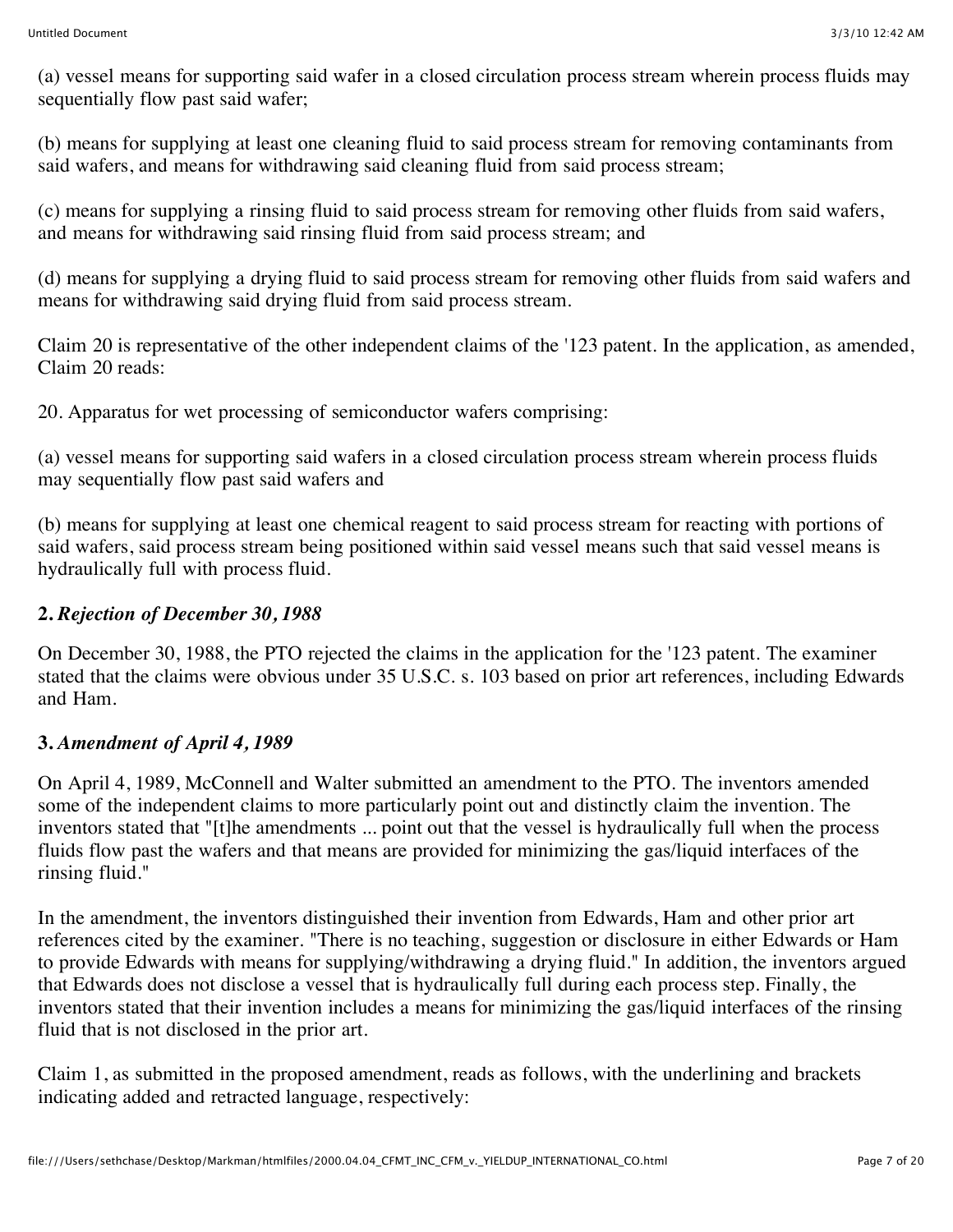(a) vessel means for supporting said wafer in a closed circulation process stream wherein process fluids may sequentially flow past said wafer;

(b) means for supplying at least one cleaning fluid to said process stream for removing contaminants from said wafers, and means for withdrawing said cleaning fluid from said process stream;

(c) means for supplying a rinsing fluid to said process stream for removing other fluids from said wafers, and means for withdrawing said rinsing fluid from said process stream; and

(d) means for supplying a drying fluid to said process stream for removing other fluids from said wafers and means for withdrawing said drying fluid from said process stream.

Claim 20 is representative of the other independent claims of the '123 patent. In the application, as amended, Claim 20 reads:

20. Apparatus for wet processing of semiconductor wafers comprising:

(a) vessel means for supporting said wafers in a closed circulation process stream wherein process fluids may sequentially flow past said wafers and

(b) means for supplying at least one chemical reagent to said process stream for reacting with portions of said wafers, said process stream being positioned within said vessel means such that said vessel means is hydraulically full with process fluid.

### 2. *Rejection of December 30, 1988*

On December 30, 1988, the PTO rejected the claims in the application for the '123 patent. The examiner stated that the claims were obvious under 35 U.S.C. s. 103 based on prior art references, including Edwards and Ham.

### 3. *Amendment of April 4, 1989*

On April 4, 1989, McConnell and Walter submitted an amendment to the PTO. The inventors amended some of the independent claims to more particularly point out and distinctly claim the invention. The inventors stated that "[t]he amendments ... point out that the vessel is hydraulically full when the process fluids flow past the wafers and that means are provided for minimizing the gas/liquid interfaces of the rinsing fluid."

In the amendment, the inventors distinguished their invention from Edwards, Ham and other prior art references cited by the examiner. "There is no teaching, suggestion or disclosure in either Edwards or Ham to provide Edwards with means for supplying/withdrawing a drying fluid." In addition, the inventors argued that Edwards does not disclose a vessel that is hydraulically full during each process step. Finally, the inventors stated that their invention includes a means for minimizing the gas/liquid interfaces of the rinsing fluid that is not disclosed in the prior art.

Claim 1, as submitted in the proposed amendment, reads as follows, with the underlining and brackets indicating added and retracted language, respectively: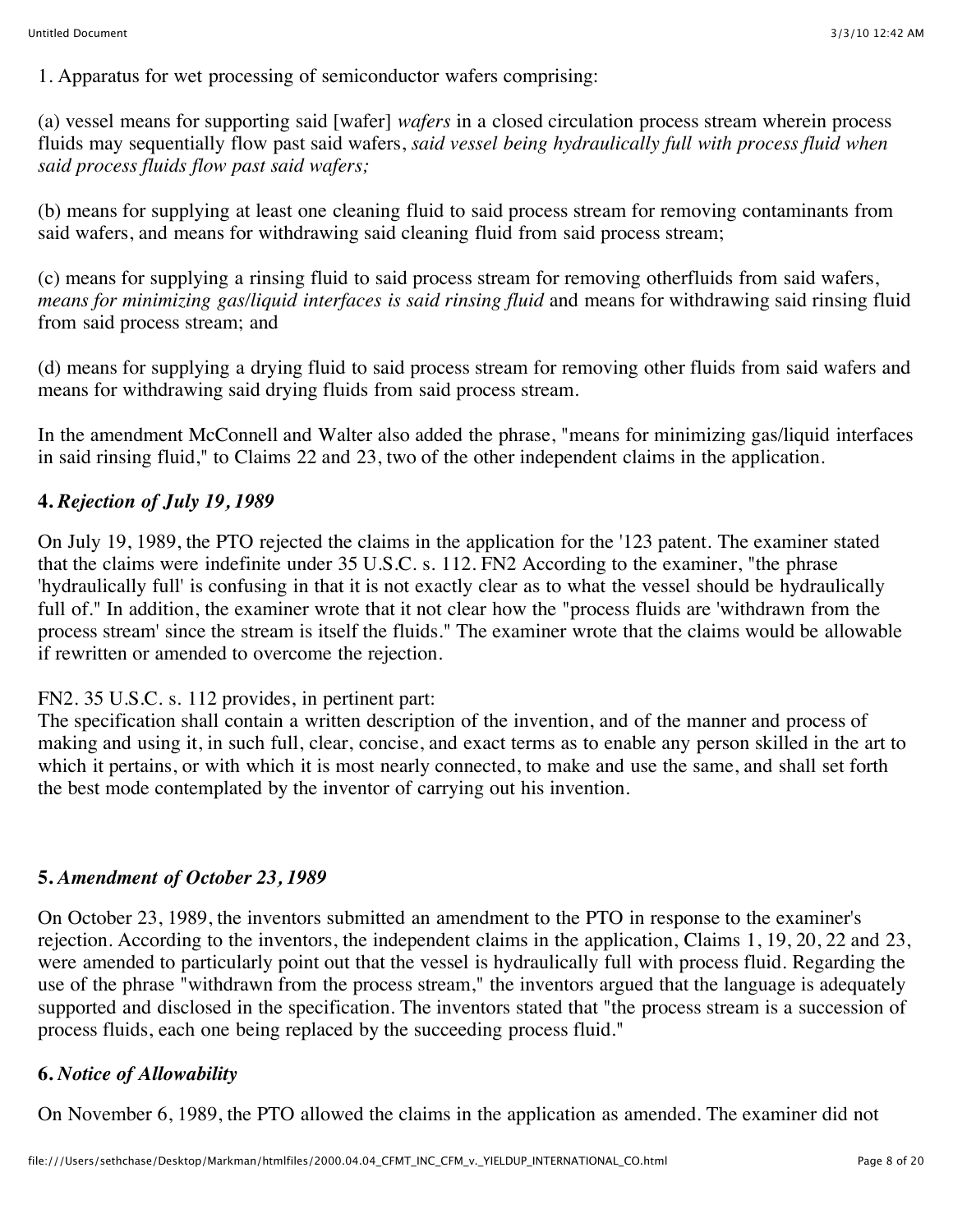1. Apparatus for wet processing of semiconductor wafers comprising:

(a) vessel means for supporting said [wafer] *wafers* in a closed circulation process stream wherein process fluids may sequentially flow past said wafers, *said vessel being hydraulically full with process fluid when said process fluids flow past said wafers;*

(b) means for supplying at least one cleaning fluid to said process stream for removing contaminants from said wafers, and means for withdrawing said cleaning fluid from said process stream;

(c) means for supplying a rinsing fluid to said process stream for removing otherfluids from said wafers, *means for minimizing gas/liquid interfaces is said rinsing fluid* and means for withdrawing said rinsing fluid from said process stream; and

(d) means for supplying a drying fluid to said process stream for removing other fluids from said wafers and means for withdrawing said drying fluids from said process stream.

In the amendment McConnell and Walter also added the phrase, "means for minimizing gas/liquid interfaces in said rinsing fluid," to Claims 22 and 23, two of the other independent claims in the application.

**4.** ***Rejection of July 19, 1989***

On July 19, 1989, the PTO rejected the claims in the application for the '123 patent. The examiner stated that the claims were indefinite under 35 U.S.C. s. 112. FN2 According to the examiner, "the phrase 'hydraulically full' is confusing in that it is not exactly clear as to what the vessel should be hydraulically full of." In addition, the examiner wrote that it not clear how the "process fluids are 'withdrawn from the process stream' since the stream is itself the fluids." The examiner wrote that the claims would be allowable if rewritten or amended to overcome the rejection.

FN2. 35 U.S.C. s. 112 provides, in pertinent part:
The specification shall contain a written description of the invention, and of the manner and process of making and using it, in such full, clear, concise, and exact terms as to enable any person skilled in the art to which it pertains, or with which it is most nearly connected, to make and use the same, and shall set forth the best mode contemplated by the inventor of carrying out his invention.

**5.** ***Amendment of October 23, 1989***

On October 23, 1989, the inventors submitted an amendment to the PTO in response to the examiner's rejection. According to the inventors, the independent claims in the application, Claims 1, 19, 20, 22 and 23, were amended to particularly point out that the vessel is hydraulically full with process fluid. Regarding the use of the phrase "withdrawn from the process stream," the inventors argued that the language is adequately supported and disclosed in the specification. The inventors stated that "the process stream is a succession of process fluids, each one being replaced by the succeeding process fluid."

**6.** ***Notice of Allowability***

On November 6, 1989, the PTO allowed the claims in the application as amended. The examiner did not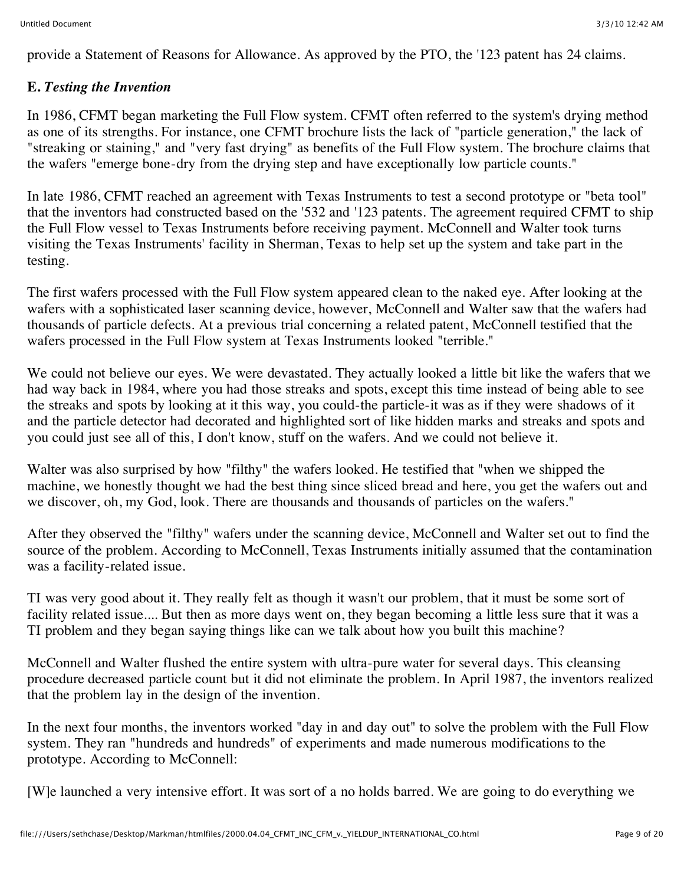provide a Statement of Reasons for Allowance. As approved by the PTO, the '123 patent has 24 claims.

**E.** ***Testing the Invention***

In 1986, CFMT began marketing the Full Flow system. CFMT often referred to the system's drying method as one of its strengths. For instance, one CFMT brochure lists the lack of "particle generation," the lack of "streaking or staining," and "very fast drying" as benefits of the Full Flow system. The brochure claims that the wafers "emerge bone-dry from the drying step and have exceptionally low particle counts."

In late 1986, CFMT reached an agreement with Texas Instruments to test a second prototype or "beta tool" that the inventors had constructed based on the '532 and '123 patents. The agreement required CFMT to ship the Full Flow vessel to Texas Instruments before receiving payment. McConnell and Walter took turns visiting the Texas Instruments' facility in Sherman, Texas to help set up the system and take part in the testing.

The first wafers processed with the Full Flow system appeared clean to the naked eye. After looking at the wafers with a sophisticated laser scanning device, however, McConnell and Walter saw that the wafers had thousands of particle defects. At a previous trial concerning a related patent, McConnell testified that the wafers processed in the Full Flow system at Texas Instruments looked "terrible."

We could not believe our eyes. We were devastated. They actually looked a little bit like the wafers that we had way back in 1984, where you had those streaks and spots, except this time instead of being able to see the streaks and spots by looking at it this way, you could-the particle-it was as if they were shadows of it and the particle detector had decorated and highlighted sort of like hidden marks and streaks and spots and you could just see all of this, I don't know, stuff on the wafers. And we could not believe it.

Walter was also surprised by how "filthy" the wafers looked. He testified that "when we shipped the machine, we honestly thought we had the best thing since sliced bread and here, you get the wafers out and we discover, oh, my God, look. There are thousands and thousands of particles on the wafers."

After they observed the "filthy" wafers under the scanning device, McConnell and Walter set out to find the source of the problem. According to McConnell, Texas Instruments initially assumed that the contamination was a facility-related issue.

TI was very good about it. They really felt as though it wasn't our problem, that it must be some sort of facility related issue.... But then as more days went on, they began becoming a little less sure that it was a TI problem and they began saying things like can we talk about how you built this machine?

McConnell and Walter flushed the entire system with ultra-pure water for several days. This cleansing procedure decreased particle count but it did not eliminate the problem. In April 1987, the inventors realized that the problem lay in the design of the invention.

In the next four months, the inventors worked "day in and day out" to solve the problem with the Full Flow system. They ran "hundreds and hundreds" of experiments and made numerous modifications to the prototype. According to McConnell:

[W]e launched a very intensive effort. It was sort of a no holds barred. We are going to do everything we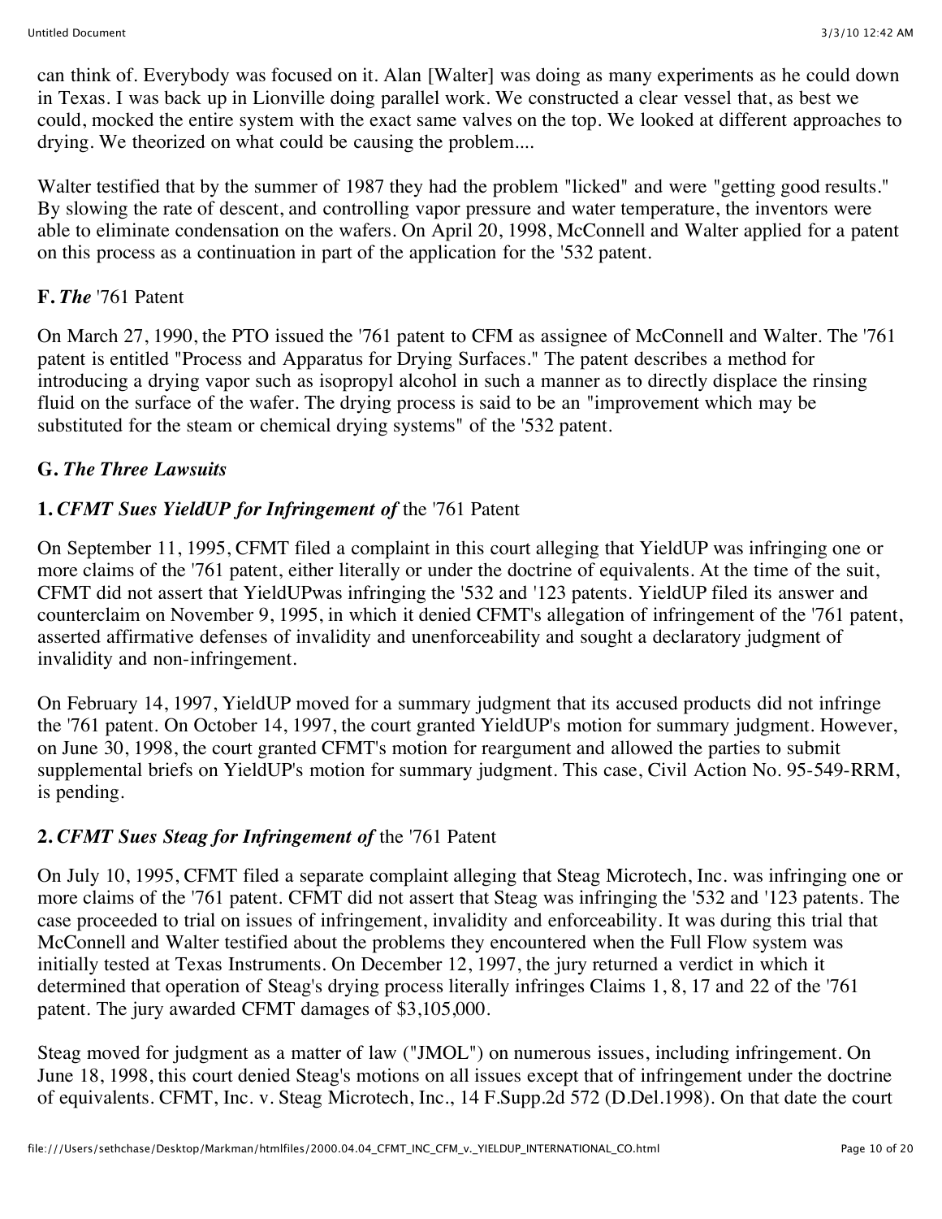can think of. Everybody was focused on it. Alan [Walter] was doing as many experiments as he could down in Texas. I was back up in Lionville doing parallel work. We constructed a clear vessel that, as best we could, mocked the entire system with the exact same valves on the top. We looked at different approaches to drying. We theorized on what could be causing the problem....

Walter testified that by the summer of 1987 they had the problem "licked" and were "getting good results." By slowing the rate of descent, and controlling vapor pressure and water temperature, the inventors were able to eliminate condensation on the wafers. On April 20, 1998, McConnell and Walter applied for a patent on this process as a continuation in part of the application for the '532 patent.

**F.** ***The*** '761 Patent

On March 27, 1990, the PTO issued the '761 patent to CFM as assignee of McConnell and Walter. The '761 patent is entitled "Process and Apparatus for Drying Surfaces." The patent describes a method for introducing a drying vapor such as isopropyl alcohol in such a manner as to directly displace the rinsing fluid on the surface of the wafer. The drying process is said to be an "improvement which may be substituted for the steam or chemical drying systems" of the '532 patent.

**G.** ***The Three Lawsuits***

**1.** ***CFMT Sues YieldUP for Infringement of*** the '761 Patent

On September 11, 1995, CFMT filed a complaint in this court alleging that YieldUP was infringing one or more claims of the '761 patent, either literally or under the doctrine of equivalents. At the time of the suit, CFMT did not assert that YieldUPwas infringing the '532 and '123 patents. YieldUP filed its answer and counterclaim on November 9, 1995, in which it denied CFMT's allegation of infringement of the '761 patent, asserted affirmative defenses of invalidity and unenforceability and sought a declaratory judgment of invalidity and non-infringement.

On February 14, 1997, YieldUP moved for a summary judgment that its accused products did not infringe the '761 patent. On October 14, 1997, the court granted YieldUP's motion for summary judgment. However, on June 30, 1998, the court granted CFMT's motion for reargument and allowed the parties to submit supplemental briefs on YieldUP's motion for summary judgment. This case, Civil Action No. 95-549-RRM, is pending.

**2.** ***CFMT Sues Steag for Infringement of*** the '761 Patent

On July 10, 1995, CFMT filed a separate complaint alleging that Steag Microtech, Inc. was infringing one or more claims of the '761 patent. CFMT did not assert that Steag was infringing the '532 and '123 patents. The case proceeded to trial on issues of infringement, invalidity and enforceability. It was during this trial that McConnell and Walter testified about the problems they encountered when the Full Flow system was initially tested at Texas Instruments. On December 12, 1997, the jury returned a verdict in which it determined that operation of Steag's drying process literally infringes Claims 1, 8, 17 and 22 of the '761 patent. The jury awarded CFMT damages of $3,105,000.

Steag moved for judgment as a matter of law ("JMOL") on numerous issues, including infringement. On June 18, 1998, this court denied Steag's motions on all issues except that of infringement under the doctrine of equivalents. CFMT, Inc. v. Steag Microtech, Inc., 14 F.Supp.2d 572 (D.Del.1998). On that date the court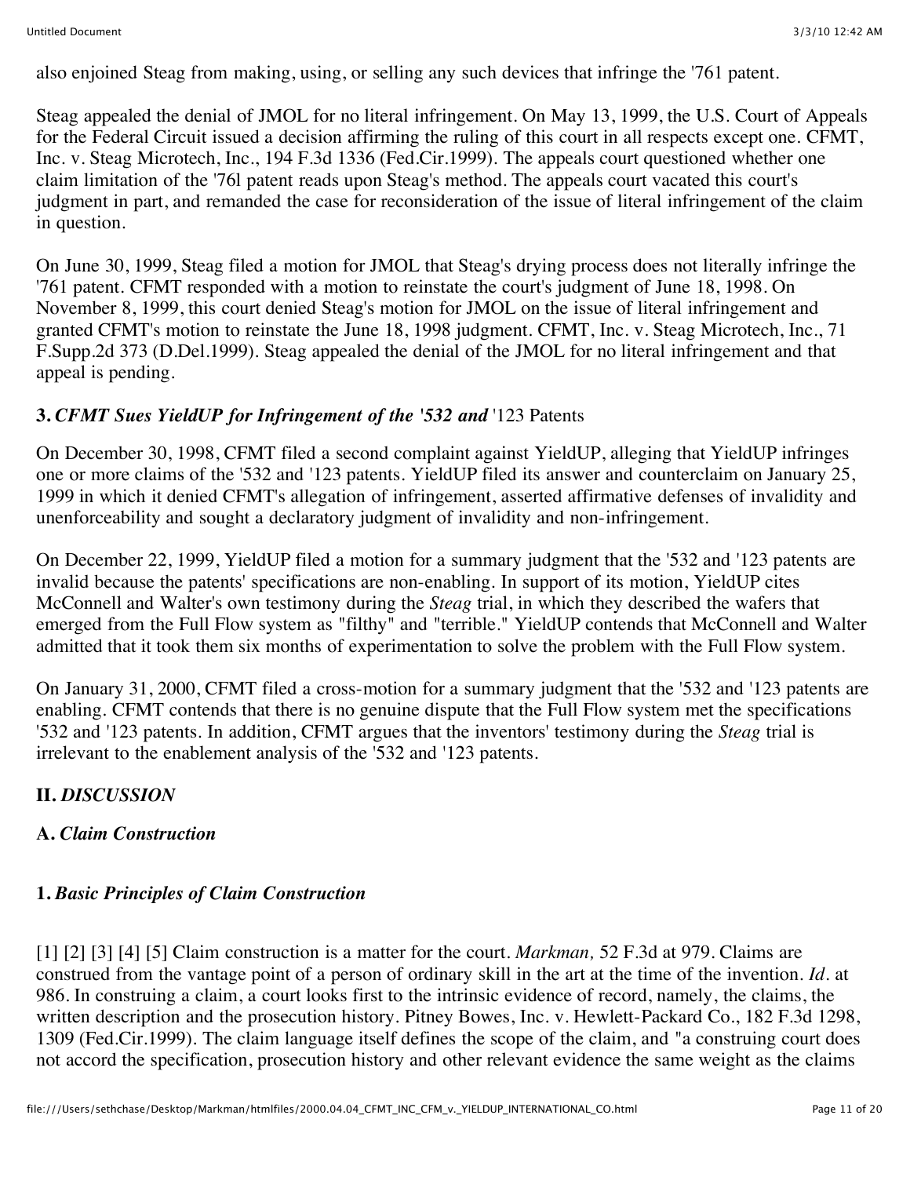also enjoined Steag from making, using, or selling any such devices that infringe the '761 patent.

Steag appealed the denial of JMOL for no literal infringement. On May 13, 1999, the U.S. Court of Appeals for the Federal Circuit issued a decision affirming the ruling of this court in all respects except one. CFMT, Inc. v. Steag Microtech, Inc., 194 F.3d 1336 (Fed.Cir.1999). The appeals court questioned whether one claim limitation of the '76l patent reads upon Steag's method. The appeals court vacated this court's judgment in part, and remanded the case for reconsideration of the issue of literal infringement of the claim in question.

On June 30, 1999, Steag filed a motion for JMOL that Steag's drying process does not literally infringe the '761 patent. CFMT responded with a motion to reinstate the court's judgment of June 18, 1998. On November 8, 1999, this court denied Steag's motion for JMOL on the issue of literal infringement and granted CFMT's motion to reinstate the June 18, 1998 judgment. CFMT, Inc. v. Steag Microtech, Inc., 71 F.Supp.2d 373 (D.Del.1999). Steag appealed the denial of the JMOL for no literal infringement and that appeal is pending.

### 3. *CFMT Sues YieldUP for Infringement of the '532 and* '123 Patents

On December 30, 1998, CFMT filed a second complaint against YieldUP, alleging that YieldUP infringes one or more claims of the '532 and '123 patents. YieldUP filed its answer and counterclaim on January 25, 1999 in which it denied CFMT's allegation of infringement, asserted affirmative defenses of invalidity and unenforceability and sought a declaratory judgment of invalidity and non-infringement.

On December 22, 1999, YieldUP filed a motion for a summary judgment that the '532 and '123 patents are invalid because the patents' specifications are non-enabling. In support of its motion, YieldUP cites McConnell and Walter's own testimony during the *Steag* trial, in which they described the wafers that emerged from the Full Flow system as "filthy" and "terrible." YieldUP contends that McConnell and Walter admitted that it took them six months of experimentation to solve the problem with the Full Flow system.

On January 31, 2000, CFMT filed a cross-motion for a summary judgment that the '532 and '123 patents are enabling. CFMT contends that there is no genuine dispute that the Full Flow system met the specifications '532 and '123 patents. In addition, CFMT argues that the inventors' testimony during the *Steag* trial is irrelevant to the enablement analysis of the '532 and '123 patents.

## II. *DISCUSSION*

### A. *Claim Construction*

### 1. *Basic Principles of Claim Construction*

[1] [2] [3] [4] [5] Claim construction is a matter for the court. *Markman,* 52 F.3d at 979. Claims are construed from the vantage point of a person of ordinary skill in the art at the time of the invention. *Id.* at 986. In construing a claim, a court looks first to the intrinsic evidence of record, namely, the claims, the written description and the prosecution history. Pitney Bowes, Inc. v. Hewlett-Packard Co., 182 F.3d 1298, 1309 (Fed.Cir.1999). The claim language itself defines the scope of the claim, and "a construing court does not accord the specification, prosecution history and other relevant evidence the same weight as the claims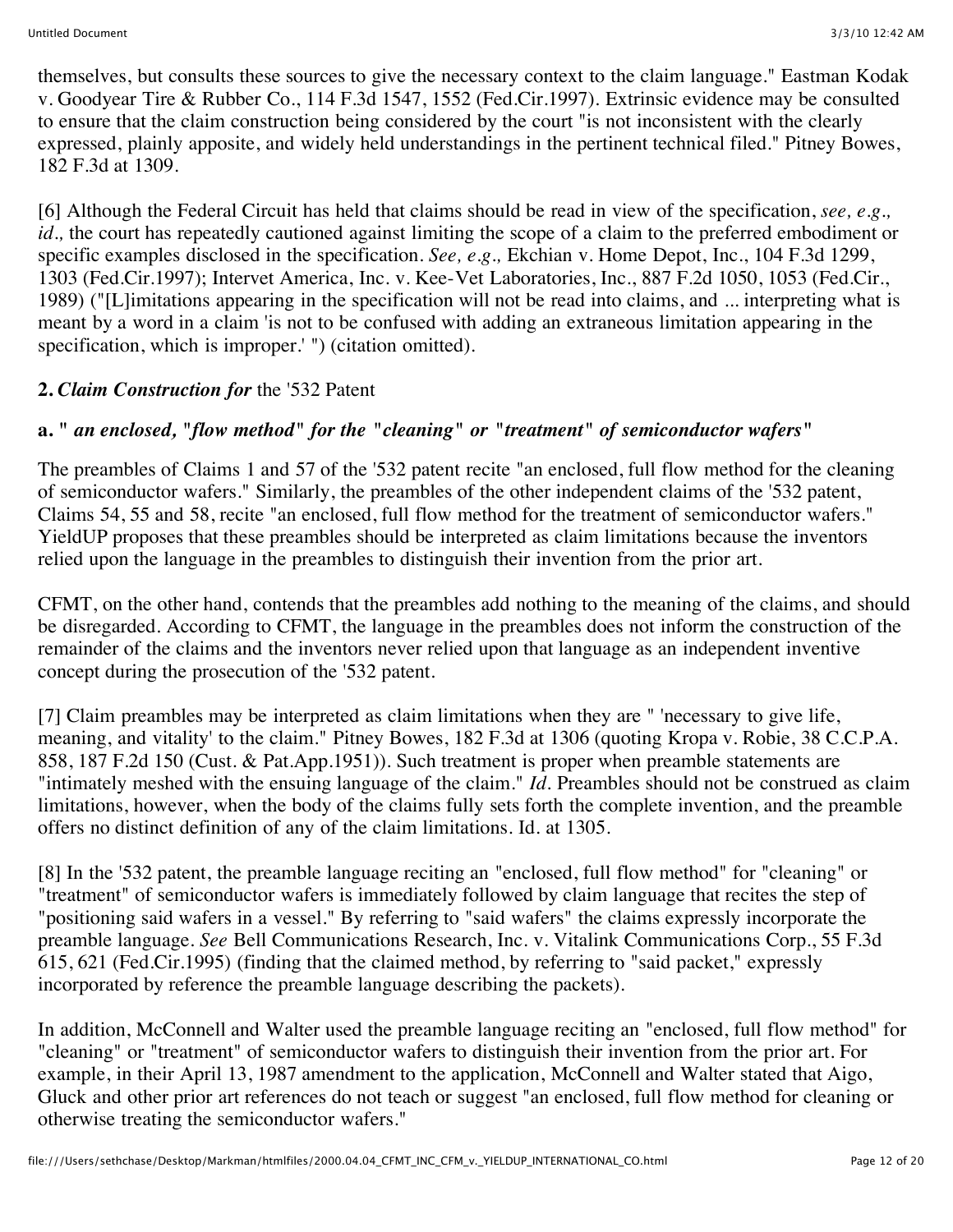themselves, but consults these sources to give the necessary context to the claim language." Eastman Kodak v. Goodyear Tire & Rubber Co., 114 F.3d 1547, 1552 (Fed.Cir.1997). Extrinsic evidence may be consulted to ensure that the claim construction being considered by the court "is not inconsistent with the clearly expressed, plainly apposite, and widely held understandings in the pertinent technical filed." Pitney Bowes, 182 F.3d at 1309.

[6] Although the Federal Circuit has held that claims should be read in view of the specification, *see, e.g., id.,* the court has repeatedly cautioned against limiting the scope of a claim to the preferred embodiment or specific examples disclosed in the specification. *See, e.g.,* Ekchian v. Home Depot, Inc., 104 F.3d 1299, 1303 (Fed.Cir.1997); Intervet America, Inc. v. Kee-Vet Laboratories, Inc., 887 F.2d 1050, 1053 (Fed.Cir., 1989) ("[L]imitations appearing in the specification will not be read into claims, and ... interpreting what is meant by a word in a claim 'is not to be confused with adding an extraneous limitation appearing in the specification, which is improper.' ") (citation omitted).

**2.** ***Claim Construction for*** **the '532 Patent**

**a. "** ***an enclosed, "flow method" for the "cleaning" or "treatment" of semiconductor wafers*****"**

The preambles of Claims 1 and 57 of the '532 patent recite "an enclosed, full flow method for the cleaning of semiconductor wafers." Similarly, the preambles of the other independent claims of the '532 patent, Claims 54, 55 and 58, recite "an enclosed, full flow method for the treatment of semiconductor wafers." YieldUP proposes that these preambles should be interpreted as claim limitations because the inventors relied upon the language in the preambles to distinguish their invention from the prior art.

CFMT, on the other hand, contends that the preambles add nothing to the meaning of the claims, and should be disregarded. According to CFMT, the language in the preambles does not inform the construction of the remainder of the claims and the inventors never relied upon that language as an independent inventive concept during the prosecution of the '532 patent.

[7] Claim preambles may be interpreted as claim limitations when they are " 'necessary to give life, meaning, and vitality' to the claim." Pitney Bowes, 182 F.3d at 1306 (quoting Kropa v. Robie, 38 C.C.P.A. 858, 187 F.2d 150 (Cust. & Pat.App.1951)). Such treatment is proper when preamble statements are "intimately meshed with the ensuing language of the claim." *Id*. Preambles should not be construed as claim limitations, however, when the body of the claims fully sets forth the complete invention, and the preamble offers no distinct definition of any of the claim limitations. Id. at 1305.

[8] In the '532 patent, the preamble language reciting an "enclosed, full flow method" for "cleaning" or "treatment" of semiconductor wafers is immediately followed by claim language that recites the step of "positioning said wafers in a vessel." By referring to "said wafers" the claims expressly incorporate the preamble language. *See* Bell Communications Research, Inc. v. Vitalink Communications Corp., 55 F.3d 615, 621 (Fed.Cir.1995) (finding that the claimed method, by referring to "said packet," expressly incorporated by reference the preamble language describing the packets).

In addition, McConnell and Walter used the preamble language reciting an "enclosed, full flow method" for "cleaning" or "treatment" of semiconductor wafers to distinguish their invention from the prior art. For example, in their April 13, 1987 amendment to the application, McConnell and Walter stated that Aigo, Gluck and other prior art references do not teach or suggest "an enclosed, full flow method for cleaning or otherwise treating the semiconductor wafers."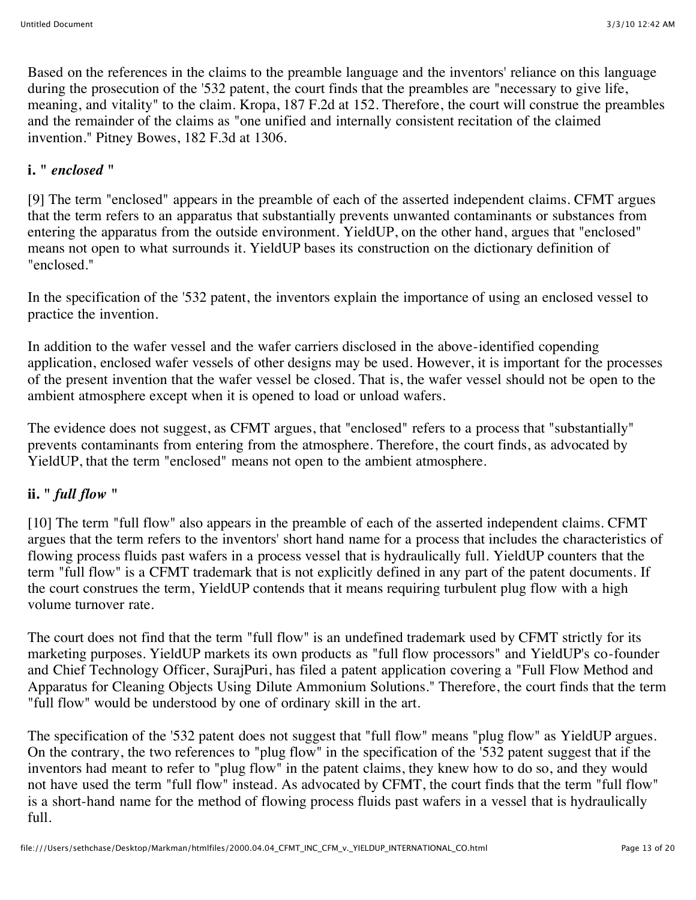Based on the references in the claims to the preamble language and the inventors' reliance on this language during the prosecution of the '532 patent, the court finds that the preambles are "necessary to give life, meaning, and vitality" to the claim. Kropa, 187 F.2d at 152. Therefore, the court will construe the preambles and the remainder of the claims as "one unified and internally consistent recitation of the claimed invention." Pitney Bowes, 182 F.3d at 1306.

### i. " *enclosed* "

[9] The term "enclosed" appears in the preamble of each of the asserted independent claims. CFMT argues that the term refers to an apparatus that substantially prevents unwanted contaminants or substances from entering the apparatus from the outside environment. YieldUP, on the other hand, argues that "enclosed" means not open to what surrounds it. YieldUP bases its construction on the dictionary definition of "enclosed."

In the specification of the '532 patent, the inventors explain the importance of using an enclosed vessel to practice the invention.

In addition to the wafer vessel and the wafer carriers disclosed in the above-identified copending application, enclosed wafer vessels of other designs may be used. However, it is important for the processes of the present invention that the wafer vessel be closed. That is, the wafer vessel should not be open to the ambient atmosphere except when it is opened to load or unload wafers.

The evidence does not suggest, as CFMT argues, that "enclosed" refers to a process that "substantially" prevents contaminants from entering from the atmosphere. Therefore, the court finds, as advocated by YieldUP, that the term "enclosed" means not open to the ambient atmosphere.

### ii. " *full flow* "

[10] The term "full flow" also appears in the preamble of each of the asserted independent claims. CFMT argues that the term refers to the inventors' short hand name for a process that includes the characteristics of flowing process fluids past wafers in a process vessel that is hydraulically full. YieldUP counters that the term "full flow" is a CFMT trademark that is not explicitly defined in any part of the patent documents. If the court construes the term, YieldUP contends that it means requiring turbulent plug flow with a high volume turnover rate.

The court does not find that the term "full flow" is an undefined trademark used by CFMT strictly for its marketing purposes. YieldUP markets its own products as "full flow processors" and YieldUP's co-founder and Chief Technology Officer, SurajPuri, has filed a patent application covering a "Full Flow Method and Apparatus for Cleaning Objects Using Dilute Ammonium Solutions." Therefore, the court finds that the term "full flow" would be understood by one of ordinary skill in the art.

The specification of the '532 patent does not suggest that "full flow" means "plug flow" as YieldUP argues. On the contrary, the two references to "plug flow" in the specification of the '532 patent suggest that if the inventors had meant to refer to "plug flow" in the patent claims, they knew how to do so, and they would not have used the term "full flow" instead. As advocated by CFMT, the court finds that the term "full flow" is a short-hand name for the method of flowing process fluids past wafers in a vessel that is hydraulically full.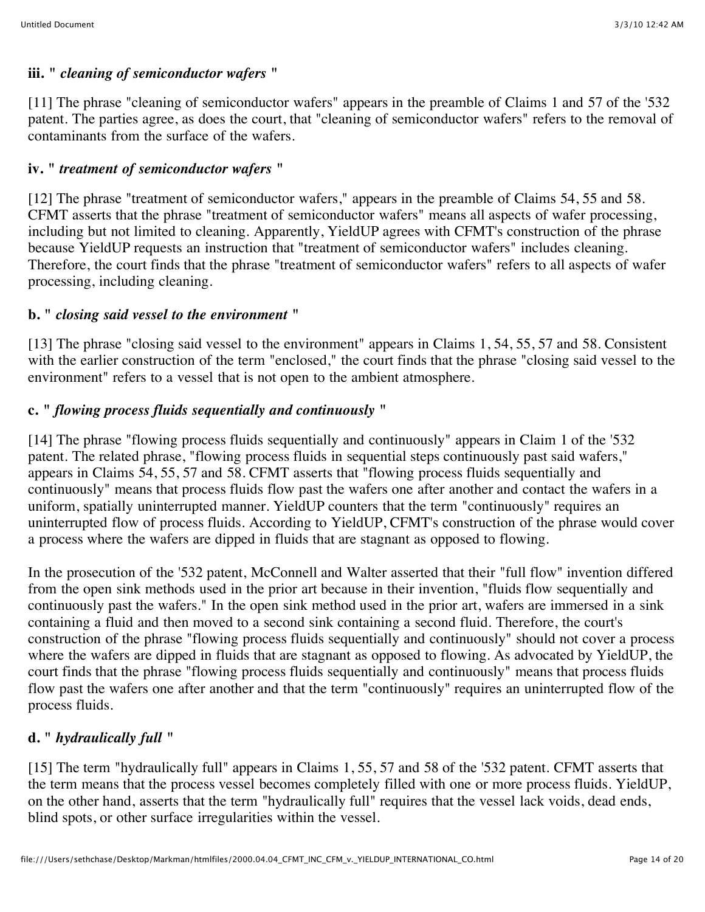**iii. "** ***cleaning of semiconductor wafers*** **"**

[11] The phrase "cleaning of semiconductor wafers" appears in the preamble of Claims 1 and 57 of the '532 patent. The parties agree, as does the court, that "cleaning of semiconductor wafers" refers to the removal of contaminants from the surface of the wafers.

**iv. "** ***treatment of semiconductor wafers*** **"**

[12] The phrase "treatment of semiconductor wafers," appears in the preamble of Claims 54, 55 and 58. CFMT asserts that the phrase "treatment of semiconductor wafers" means all aspects of wafer processing, including but not limited to cleaning. Apparently, YieldUP agrees with CFMT's construction of the phrase because YieldUP requests an instruction that "treatment of semiconductor wafers" includes cleaning. Therefore, the court finds that the phrase "treatment of semiconductor wafers" refers to all aspects of wafer processing, including cleaning.

**b. "** ***closing said vessel to the environment*** **"**

[13] The phrase "closing said vessel to the environment" appears in Claims 1, 54, 55, 57 and 58. Consistent with the earlier construction of the term "enclosed," the court finds that the phrase "closing said vessel to the environment" refers to a vessel that is not open to the ambient atmosphere.

**c. "** ***flowing process fluids sequentially and continuously*** **"**

[14] The phrase "flowing process fluids sequentially and continuously" appears in Claim 1 of the '532 patent. The related phrase, "flowing process fluids in sequential steps continuously past said wafers," appears in Claims 54, 55, 57 and 58. CFMT asserts that "flowing process fluids sequentially and continuously" means that process fluids flow past the wafers one after another and contact the wafers in a uniform, spatially uninterrupted manner. YieldUP counters that the term "continuously" requires an uninterrupted flow of process fluids. According to YieldUP, CFMT's construction of the phrase would cover a process where the wafers are dipped in fluids that are stagnant as opposed to flowing.

In the prosecution of the '532 patent, McConnell and Walter asserted that their "full flow" invention differed from the open sink methods used in the prior art because in their invention, "fluids flow sequentially and continuously past the wafers." In the open sink method used in the prior art, wafers are immersed in a sink containing a fluid and then moved to a second sink containing a second fluid. Therefore, the court's construction of the phrase "flowing process fluids sequentially and continuously" should not cover a process where the wafers are dipped in fluids that are stagnant as opposed to flowing. As advocated by YieldUP, the court finds that the phrase "flowing process fluids sequentially and continuously" means that process fluids flow past the wafers one after another and that the term "continuously" requires an uninterrupted flow of the process fluids.

**d. "** ***hydraulically full*** **"**

[15] The term "hydraulically full" appears in Claims 1, 55, 57 and 58 of the '532 patent. CFMT asserts that the term means that the process vessel becomes completely filled with one or more process fluids. YieldUP, on the other hand, asserts that the term "hydraulically full" requires that the vessel lack voids, dead ends, blind spots, or other surface irregularities within the vessel.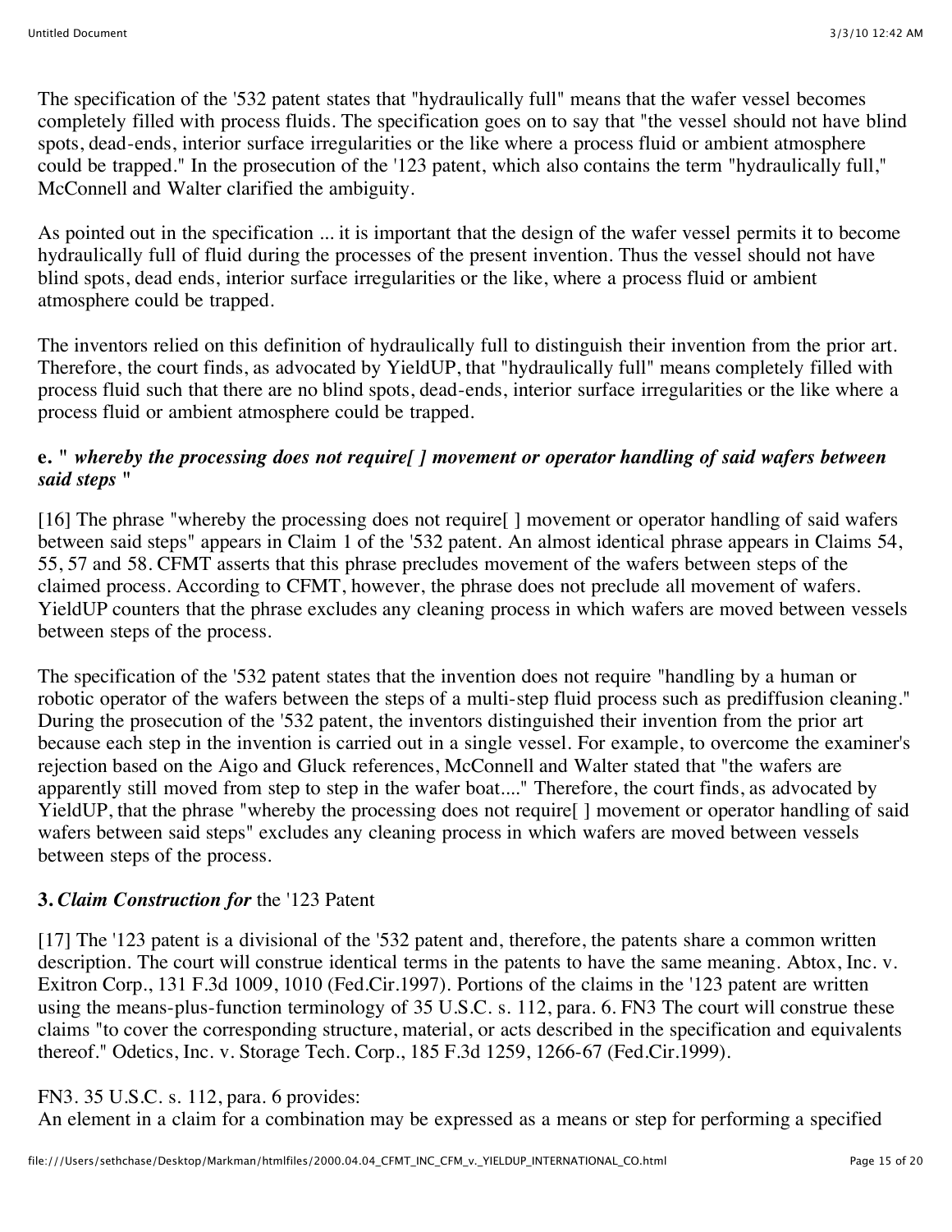The specification of the '532 patent states that "hydraulically full" means that the wafer vessel becomes completely filled with process fluids. The specification goes on to say that "the vessel should not have blind spots, dead-ends, interior surface irregularities or the like where a process fluid or ambient atmosphere could be trapped." In the prosecution of the '123 patent, which also contains the term "hydraulically full," McConnell and Walter clarified the ambiguity.

As pointed out in the specification ... it is important that the design of the wafer vessel permits it to become hydraulically full of fluid during the processes of the present invention. Thus the vessel should not have blind spots, dead ends, interior surface irregularities or the like, where a process fluid or ambient atmosphere could be trapped.

The inventors relied on this definition of hydraulically full to distinguish their invention from the prior art. Therefore, the court finds, as advocated by YieldUP, that "hydraulically full" means completely filled with process fluid such that there are no blind spots, dead-ends, interior surface irregularities or the like where a process fluid or ambient atmosphere could be trapped.

**e. "** ***whereby the processing does not require[ ] movement or operator handling of said wafers between said steps*** **"**

[16] The phrase "whereby the processing does not require[ ] movement or operator handling of said wafers between said steps" appears in Claim 1 of the '532 patent. An almost identical phrase appears in Claims 54, 55, 57 and 58. CFMT asserts that this phrase precludes movement of the wafers between steps of the claimed process. According to CFMT, however, the phrase does not preclude all movement of wafers. YieldUP counters that the phrase excludes any cleaning process in which wafers are moved between vessels between steps of the process.

The specification of the '532 patent states that the invention does not require "handling by a human or robotic operator of the wafers between the steps of a multi-step fluid process such as prediffusion cleaning." During the prosecution of the '532 patent, the inventors distinguished their invention from the prior art because each step in the invention is carried out in a single vessel. For example, to overcome the examiner's rejection based on the Aigo and Gluck references, McConnell and Walter stated that "the wafers are apparently still moved from step to step in the wafer boat...." Therefore, the court finds, as advocated by YieldUP, that the phrase "whereby the processing does not require[ ] movement or operator handling of said wafers between said steps" excludes any cleaning process in which wafers are moved between vessels between steps of the process.

**3.** ***Claim Construction for*** **the '123 Patent**

[17] The '123 patent is a divisional of the '532 patent and, therefore, the patents share a common written description. The court will construe identical terms in the patents to have the same meaning. Abtox, Inc. v. Exitron Corp., 131 F.3d 1009, 1010 (Fed.Cir.1997). Portions of the claims in the '123 patent are written using the means-plus-function terminology of 35 U.S.C. s. 112, para. 6. FN3 The court will construe these claims "to cover the corresponding structure, material, or acts described in the specification and equivalents thereof." Odetics, Inc. v. Storage Tech. Corp., 185 F.3d 1259, 1266-67 (Fed.Cir.1999).

FN3. 35 U.S.C. s. 112, para. 6 provides:
An element in a claim for a combination may be expressed as a means or step for performing a specified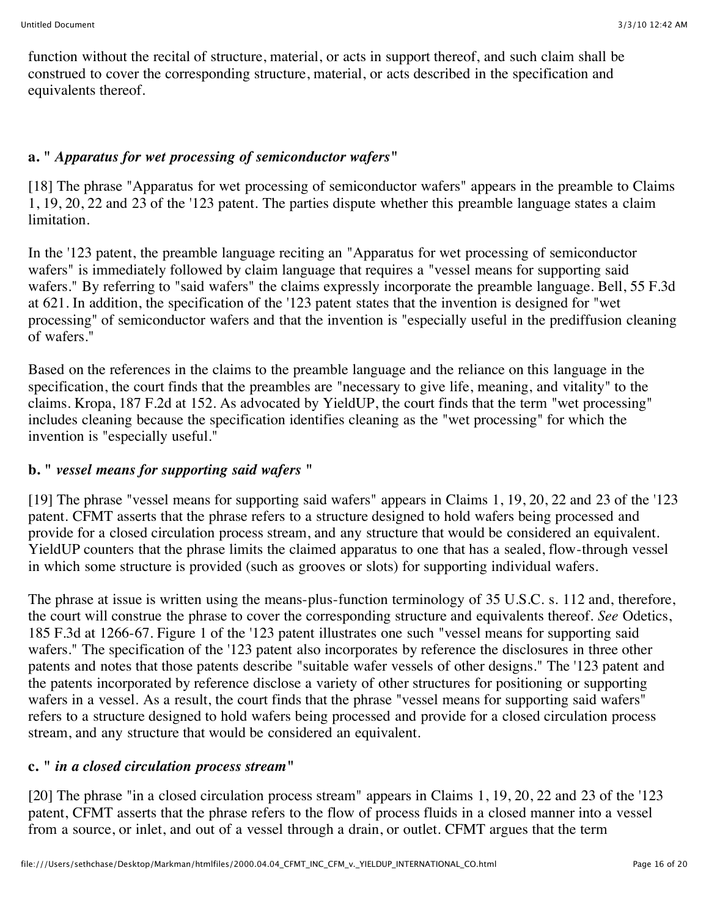function without the recital of structure, material, or acts in support thereof, and such claim shall be construed to cover the corresponding structure, material, or acts described in the specification and equivalents thereof.

**a. "** ***Apparatus for wet processing of semiconductor wafers*****"**

[18] The phrase "Apparatus for wet processing of semiconductor wafers" appears in the preamble to Claims 1, 19, 20, 22 and 23 of the '123 patent. The parties dispute whether this preamble language states a claim limitation.

In the '123 patent, the preamble language reciting an "Apparatus for wet processing of semiconductor wafers" is immediately followed by claim language that requires a "vessel means for supporting said wafers." By referring to "said wafers" the claims expressly incorporate the preamble language. Bell, 55 F.3d at 621. In addition, the specification of the '123 patent states that the invention is designed for "wet processing" of semiconductor wafers and that the invention is "especially useful in the prediffusion cleaning of wafers."

Based on the references in the claims to the preamble language and the reliance on this language in the specification, the court finds that the preambles are "necessary to give life, meaning, and vitality" to the claims. Kropa, 187 F.2d at 152. As advocated by YieldUP, the court finds that the term "wet processing" includes cleaning because the specification identifies cleaning as the "wet processing" for which the invention is "especially useful."

**b. "** ***vessel means for supporting said wafers*** **"**

[19] The phrase "vessel means for supporting said wafers" appears in Claims 1, 19, 20, 22 and 23 of the '123 patent. CFMT asserts that the phrase refers to a structure designed to hold wafers being processed and provide for a closed circulation process stream, and any structure that would be considered an equivalent. YieldUP counters that the phrase limits the claimed apparatus to one that has a sealed, flow-through vessel in which some structure is provided (such as grooves or slots) for supporting individual wafers.

The phrase at issue is written using the means-plus-function terminology of 35 U.S.C. s. 112 and, therefore, the court will construe the phrase to cover the corresponding structure and equivalents thereof. *See* Odetics, 185 F.3d at 1266-67. Figure 1 of the '123 patent illustrates one such "vessel means for supporting said wafers." The specification of the '123 patent also incorporates by reference the disclosures in three other patents and notes that those patents describe "suitable wafer vessels of other designs." The '123 patent and the patents incorporated by reference disclose a variety of other structures for positioning or supporting wafers in a vessel. As a result, the court finds that the phrase "vessel means for supporting said wafers" refers to a structure designed to hold wafers being processed and provide for a closed circulation process stream, and any structure that would be considered an equivalent.

**c. "** ***in a closed circulation process stream*****"**

[20] The phrase "in a closed circulation process stream" appears in Claims 1, 19, 20, 22 and 23 of the '123 patent, CFMT asserts that the phrase refers to the flow of process fluids in a closed manner into a vessel from a source, or inlet, and out of a vessel through a drain, or outlet. CFMT argues that the term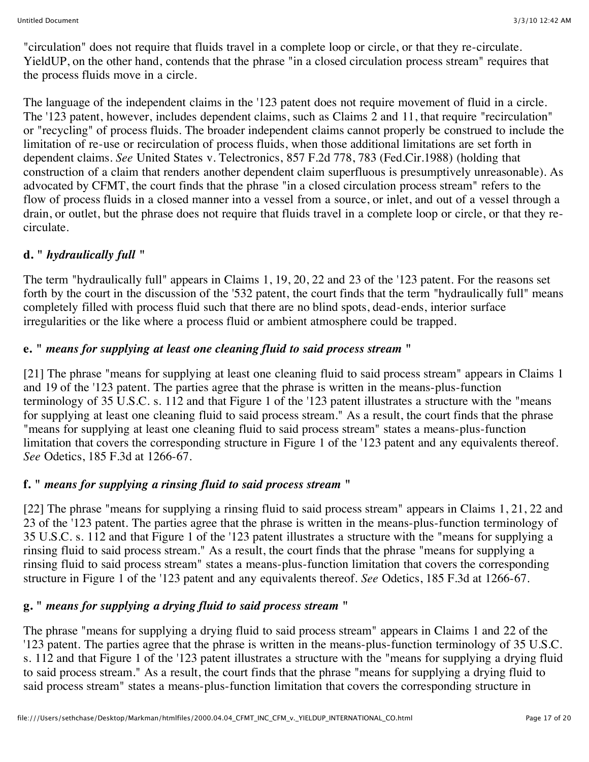"circulation" does not require that fluids travel in a complete loop or circle, or that they re-circulate. YieldUP, on the other hand, contends that the phrase "in a closed circulation process stream" requires that the process fluids move in a circle.

The language of the independent claims in the '123 patent does not require movement of fluid in a circle. The '123 patent, however, includes dependent claims, such as Claims 2 and 11, that require "recirculation" or "recycling" of process fluids. The broader independent claims cannot properly be construed to include the limitation of re-use or recirculation of process fluids, when those additional limitations are set forth in dependent claims. *See* United States v. Telectronics, 857 F.2d 778, 783 (Fed.Cir.1988) (holding that construction of a claim that renders another dependent claim superfluous is presumptively unreasonable). As advocated by CFMT, the court finds that the phrase "in a closed circulation process stream" refers to the flow of process fluids in a closed manner into a vessel from a source, or inlet, and out of a vessel through a drain, or outlet, but the phrase does not require that fluids travel in a complete loop or circle, or that they re-circulate.

**d. "** ***hydraulically full*** **"**

The term "hydraulically full" appears in Claims 1, 19, 20, 22 and 23 of the '123 patent. For the reasons set forth by the court in the discussion of the '532 patent, the court finds that the term "hydraulically full" means completely filled with process fluid such that there are no blind spots, dead-ends, interior surface irregularities or the like where a process fluid or ambient atmosphere could be trapped.

**e. "** ***means for supplying at least one cleaning fluid to said process stream*** **"**

[21] The phrase "means for supplying at least one cleaning fluid to said process stream" appears in Claims 1 and 19 of the '123 patent. The parties agree that the phrase is written in the means-plus-function terminology of 35 U.S.C. s. 112 and that Figure 1 of the '123 patent illustrates a structure with the "means for supplying at least one cleaning fluid to said process stream." As a result, the court finds that the phrase "means for supplying at least one cleaning fluid to said process stream" states a means-plus-function limitation that covers the corresponding structure in Figure 1 of the '123 patent and any equivalents thereof. *See* Odetics, 185 F.3d at 1266-67.

**f. "** ***means for supplying a rinsing fluid to said process stream*** **"**

[22] The phrase "means for supplying a rinsing fluid to said process stream" appears in Claims 1, 21, 22 and 23 of the '123 patent. The parties agree that the phrase is written in the means-plus-function terminology of 35 U.S.C. s. 112 and that Figure 1 of the '123 patent illustrates a structure with the "means for supplying a rinsing fluid to said process stream." As a result, the court finds that the phrase "means for supplying a rinsing fluid to said process stream" states a means-plus-function limitation that covers the corresponding structure in Figure 1 of the '123 patent and any equivalents thereof. *See* Odetics, 185 F.3d at 1266-67.

**g. "** ***means for supplying a drying fluid to said process stream*** **"**

The phrase "means for supplying a drying fluid to said process stream" appears in Claims 1 and 22 of the '123 patent. The parties agree that the phrase is written in the means-plus-function terminology of 35 U.S.C. s. 112 and that Figure 1 of the '123 patent illustrates a structure with the "means for supplying a drying fluid to said process stream." As a result, the court finds that the phrase "means for supplying a drying fluid to said process stream" states a means-plus-function limitation that covers the corresponding structure in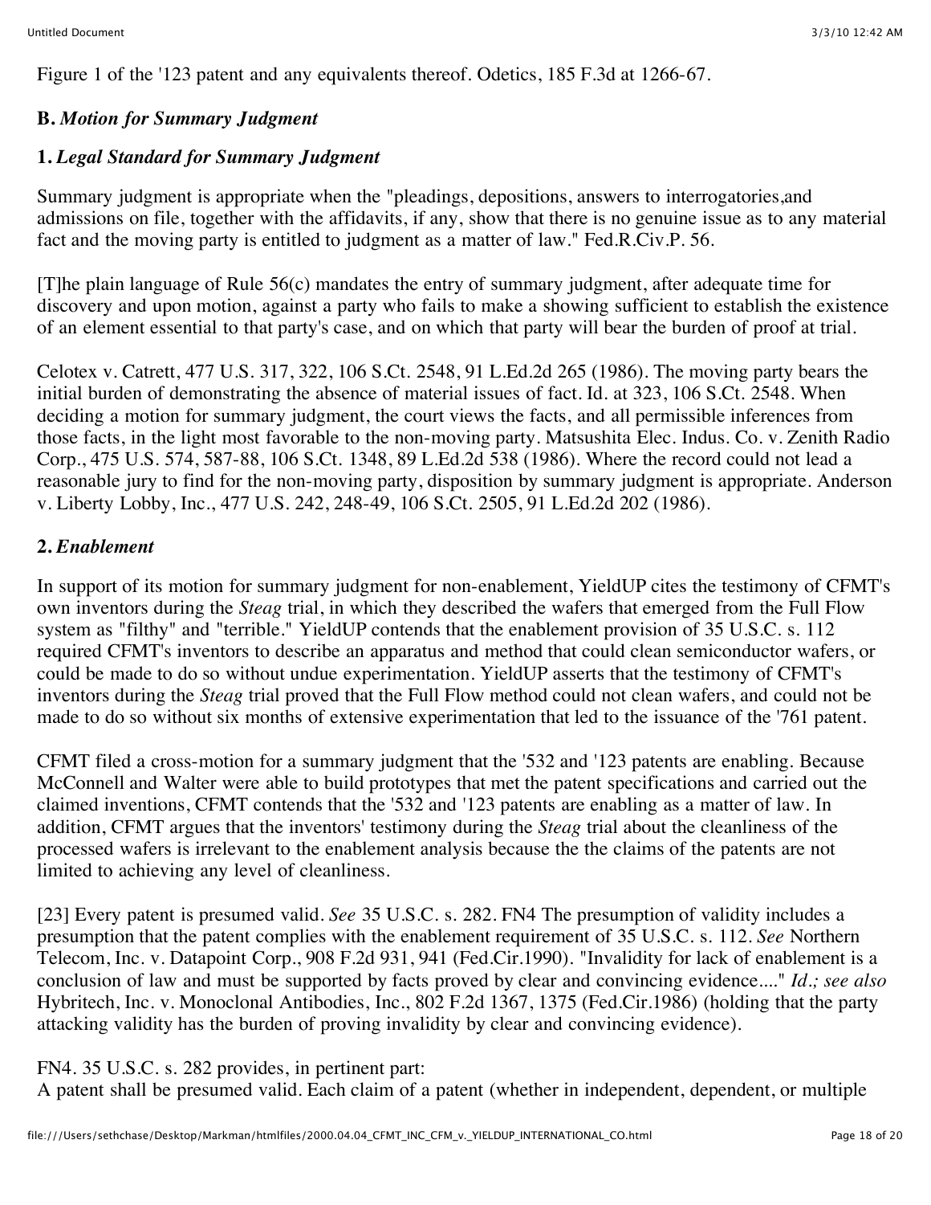Figure 1 of the '123 patent and any equivalents thereof. Odetics, 185 F.3d at 1266-67.

**B.** ***Motion for Summary Judgment***

**1.** ***Legal Standard for Summary Judgment***

Summary judgment is appropriate when the "pleadings, depositions, answers to interrogatories,and admissions on file, together with the affidavits, if any, show that there is no genuine issue as to any material fact and the moving party is entitled to judgment as a matter of law." Fed.R.Civ.P. 56.

[T]he plain language of Rule 56(c) mandates the entry of summary judgment, after adequate time for discovery and upon motion, against a party who fails to make a showing sufficient to establish the existence of an element essential to that party's case, and on which that party will bear the burden of proof at trial.

Celotex v. Catrett, 477 U.S. 317, 322, 106 S.Ct. 2548, 91 L.Ed.2d 265 (1986). The moving party bears the initial burden of demonstrating the absence of material issues of fact. Id. at 323, 106 S.Ct. 2548. When deciding a motion for summary judgment, the court views the facts, and all permissible inferences from those facts, in the light most favorable to the non-moving party. Matsushita Elec. Indus. Co. v. Zenith Radio Corp., 475 U.S. 574, 587-88, 106 S.Ct. 1348, 89 L.Ed.2d 538 (1986). Where the record could not lead a reasonable jury to find for the non-moving party, disposition by summary judgment is appropriate. Anderson v. Liberty Lobby, Inc., 477 U.S. 242, 248-49, 106 S.Ct. 2505, 91 L.Ed.2d 202 (1986).

**2.** ***Enablement***

In support of its motion for summary judgment for non-enablement, YieldUP cites the testimony of CFMT's own inventors during the *Steag* trial, in which they described the wafers that emerged from the Full Flow system as "filthy" and "terrible." YieldUP contends that the enablement provision of 35 U.S.C. s. 112 required CFMT's inventors to describe an apparatus and method that could clean semiconductor wafers, or could be made to do so without undue experimentation. YieldUP asserts that the testimony of CFMT's inventors during the *Steag* trial proved that the Full Flow method could not clean wafers, and could not be made to do so without six months of extensive experimentation that led to the issuance of the '761 patent.

CFMT filed a cross-motion for a summary judgment that the '532 and '123 patents are enabling. Because McConnell and Walter were able to build prototypes that met the patent specifications and carried out the claimed inventions, CFMT contends that the '532 and '123 patents are enabling as a matter of law. In addition, CFMT argues that the inventors' testimony during the *Steag* trial about the cleanliness of the processed wafers is irrelevant to the enablement analysis because the the claims of the patents are not limited to achieving any level of cleanliness.

[23] Every patent is presumed valid. *See* 35 U.S.C. s. 282. FN4 The presumption of validity includes a presumption that the patent complies with the enablement requirement of 35 U.S.C. s. 112. *See* Northern Telecom, Inc. v. Datapoint Corp., 908 F.2d 931, 941 (Fed.Cir.1990). "Invalidity for lack of enablement is a conclusion of law and must be supported by facts proved by clear and convincing evidence...." *Id.; see also* Hybritech, Inc. v. Monoclonal Antibodies, Inc., 802 F.2d 1367, 1375 (Fed.Cir.1986) (holding that the party attacking validity has the burden of proving invalidity by clear and convincing evidence).

FN4. 35 U.S.C. s. 282 provides, in pertinent part:
A patent shall be presumed valid. Each claim of a patent (whether in independent, dependent, or multiple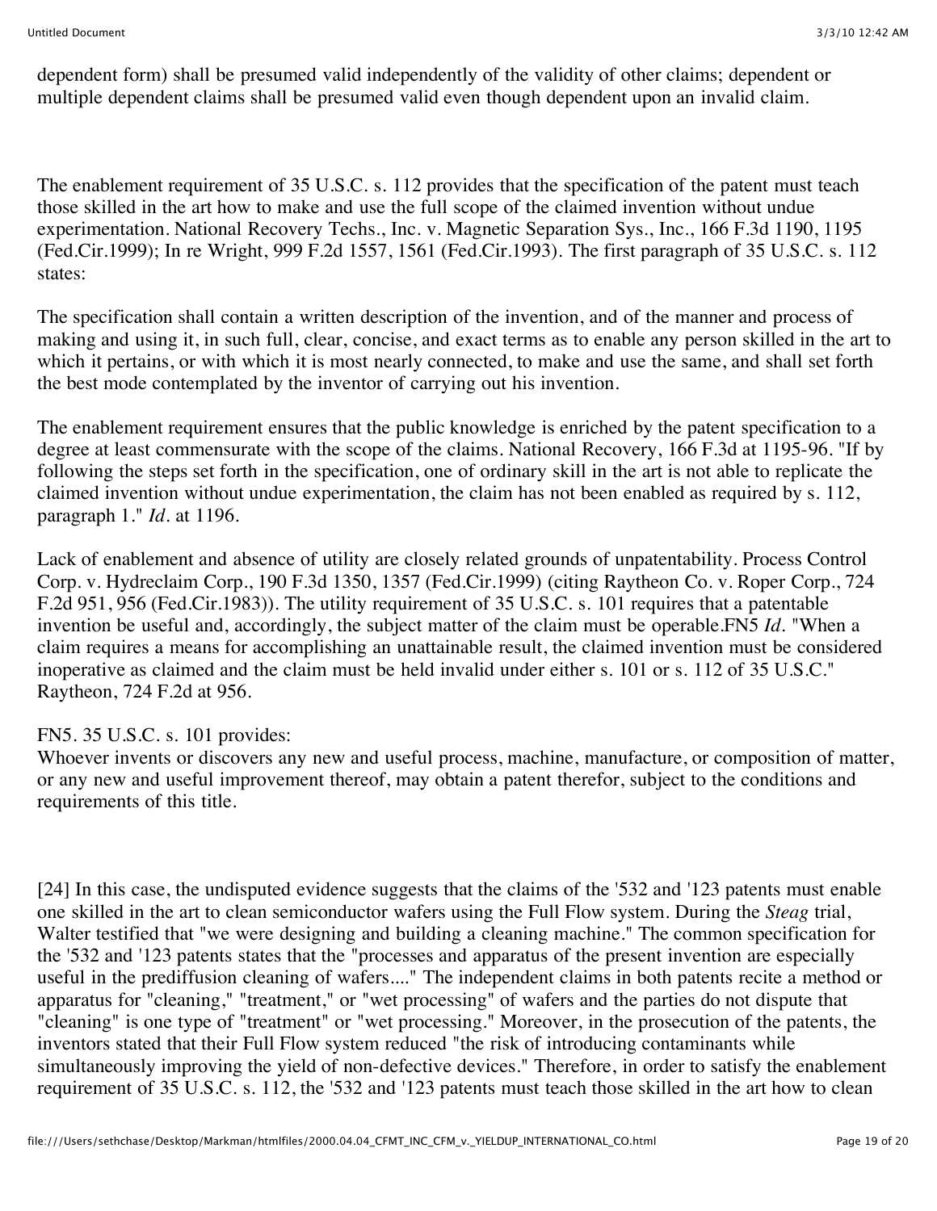dependent form) shall be presumed valid independently of the validity of other claims; dependent or multiple dependent claims shall be presumed valid even though dependent upon an invalid claim.

The enablement requirement of 35 U.S.C. s. 112 provides that the specification of the patent must teach those skilled in the art how to make and use the full scope of the claimed invention without undue experimentation. National Recovery Techs., Inc. v. Magnetic Separation Sys., Inc., 166 F.3d 1190, 1195 (Fed.Cir.1999); In re Wright, 999 F.2d 1557, 1561 (Fed.Cir.1993). The first paragraph of 35 U.S.C. s. 112 states:

The specification shall contain a written description of the invention, and of the manner and process of making and using it, in such full, clear, concise, and exact terms as to enable any person skilled in the art to which it pertains, or with which it is most nearly connected, to make and use the same, and shall set forth the best mode contemplated by the inventor of carrying out his invention.

The enablement requirement ensures that the public knowledge is enriched by the patent specification to a degree at least commensurate with the scope of the claims. National Recovery, 166 F.3d at 1195-96. "If by following the steps set forth in the specification, one of ordinary skill in the art is not able to replicate the claimed invention without undue experimentation, the claim has not been enabled as required by s. 112, paragraph 1." *Id.* at 1196.

Lack of enablement and absence of utility are closely related grounds of unpatentability. Process Control Corp. v. Hydreclaim Corp., 190 F.3d 1350, 1357 (Fed.Cir.1999) (citing Raytheon Co. v. Roper Corp., 724 F.2d 951, 956 (Fed.Cir.1983)). The utility requirement of 35 U.S.C. s. 101 requires that a patentable invention be useful and, accordingly, the subject matter of the claim must be operable.FN5 *Id.* "When a claim requires a means for accomplishing an unattainable result, the claimed invention must be considered inoperative as claimed and the claim must be held invalid under either s. 101 or s. 112 of 35 U.S.C." Raytheon, 724 F.2d at 956.

FN5. 35 U.S.C. s. 101 provides:
Whoever invents or discovers any new and useful process, machine, manufacture, or composition of matter, or any new and useful improvement thereof, may obtain a patent therefor, subject to the conditions and requirements of this title.

[24] In this case, the undisputed evidence suggests that the claims of the '532 and '123 patents must enable one skilled in the art to clean semiconductor wafers using the Full Flow system. During the *Steag* trial, Walter testified that "we were designing and building a cleaning machine." The common specification for the '532 and '123 patents states that the "processes and apparatus of the present invention are especially useful in the prediffusion cleaning of wafers...." The independent claims in both patents recite a method or apparatus for "cleaning," "treatment," or "wet processing" of wafers and the parties do not dispute that "cleaning" is one type of "treatment" or "wet processing." Moreover, in the prosecution of the patents, the inventors stated that their Full Flow system reduced "the risk of introducing contaminants while simultaneously improving the yield of non-defective devices." Therefore, in order to satisfy the enablement requirement of 35 U.S.C. s. 112, the '532 and '123 patents must teach those skilled in the art how to clean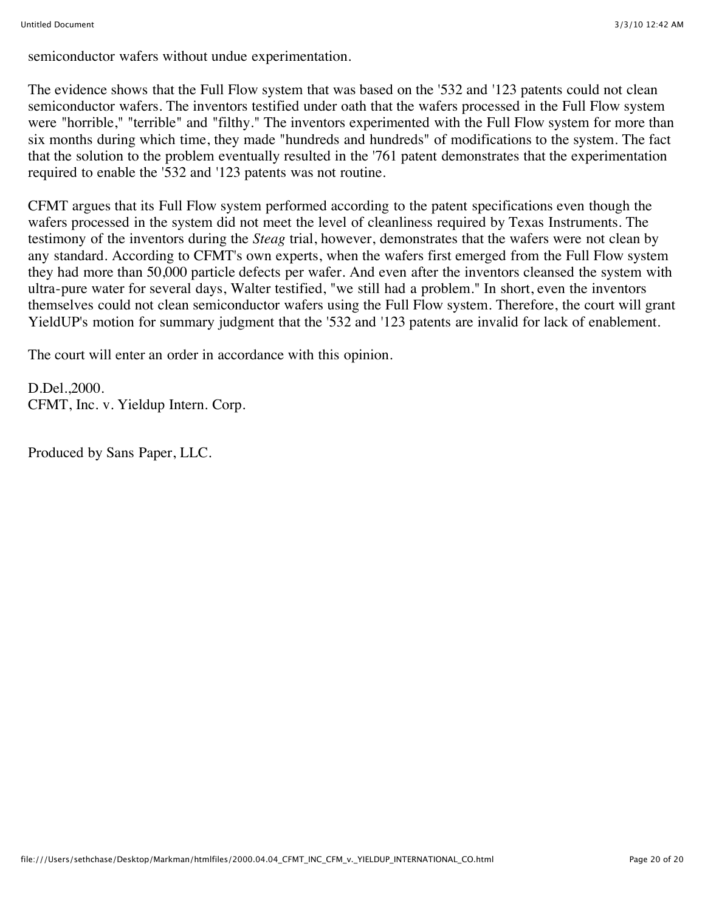semiconductor wafers without undue experimentation.

The evidence shows that the Full Flow system that was based on the '532 and '123 patents could not clean semiconductor wafers. The inventors testified under oath that the wafers processed in the Full Flow system were "horrible," "terrible" and "filthy." The inventors experimented with the Full Flow system for more than six months during which time, they made "hundreds and hundreds" of modifications to the system. The fact that the solution to the problem eventually resulted in the '761 patent demonstrates that the experimentation required to enable the '532 and '123 patents was not routine.

CFMT argues that its Full Flow system performed according to the patent specifications even though the wafers processed in the system did not meet the level of cleanliness required by Texas Instruments. The testimony of the inventors during the *Steag* trial, however, demonstrates that the wafers were not clean by any standard. According to CFMT's own experts, when the wafers first emerged from the Full Flow system they had more than 50,000 particle defects per wafer. And even after the inventors cleansed the system with ultra-pure water for several days, Walter testified, "we still had a problem." In short, even the inventors themselves could not clean semiconductor wafers using the Full Flow system. Therefore, the court will grant YieldUP's motion for summary judgment that the '532 and '123 patents are invalid for lack of enablement.

The court will enter an order in accordance with this opinion.

D.Del.,2000.
CFMT, Inc. v. Yieldup Intern. Corp.

Produced by Sans Paper, LLC.